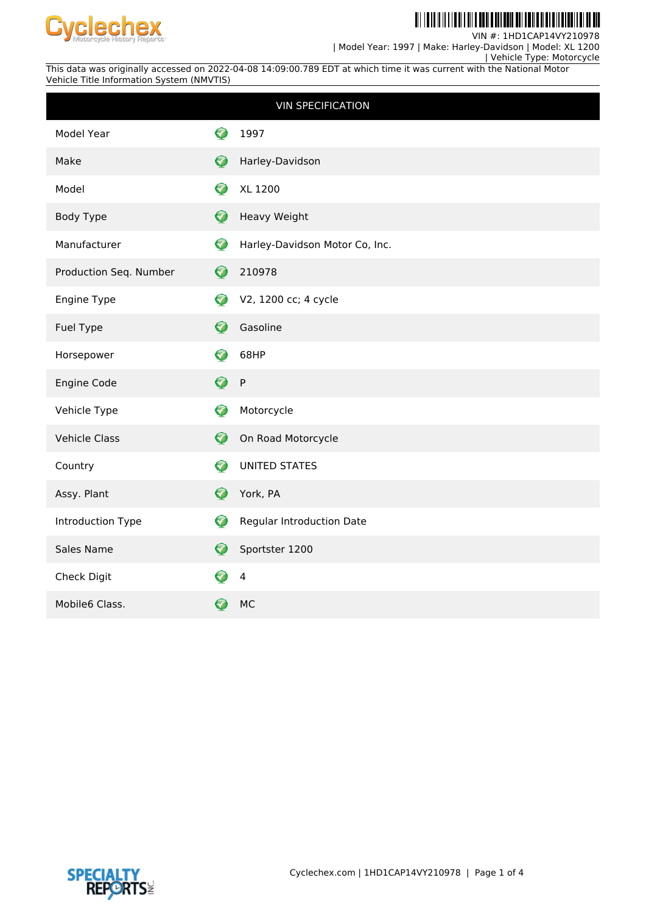VIN #: 1HD1CAP14VY210978
| Model Year: 1997 | Make: Harley-Davidson | Model: XL 1200
| Vehicle Type: Motorcycle

This data was originally accessed on 2022-04-08 14:09:00.789 EDT at which time it was current with the National Motor Vehicle Title Information System (NMVTIS)

| VIN SPECIFICATION | |
|---|---|
| Model Year | 1997 |
| Make | Harley-Davidson |
| Model | XL 1200 |
| Body Type | Heavy Weight |
| Manufacturer | Harley-Davidson Motor Co, Inc. |
| Production Seq. Number | 210978 |
| Engine Type | V2, 1200 cc; 4 cycle |
| Fuel Type | Gasoline |
| Horsepower | 68HP |
| Engine Code | P |
| Vehicle Type | Motorcycle |
| Vehicle Class | On Road Motorcycle |
| Country | UNITED STATES |
| Assy. Plant | York, PA |
| Introduction Type | Regular Introduction Date |
| Sales Name | Sportster 1200 |
| Check Digit | 4 |
| Mobile6 Class. | MC |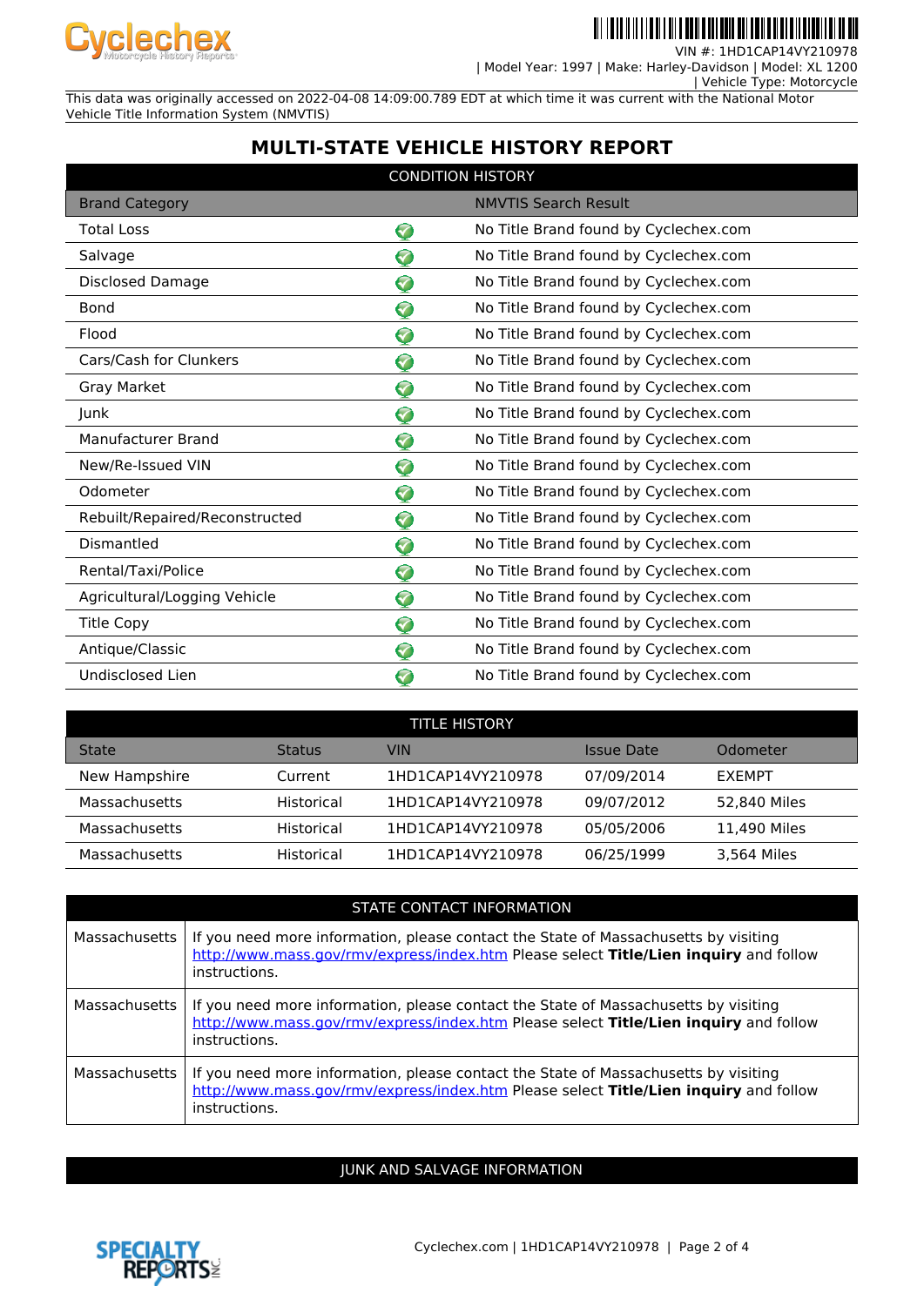VIN #: 1HD1CAP14VY210978
| Model Year: 1997 | Make: Harley-Davidson | Model: XL 1200
| Vehicle Type: Motorcycle

This data was originally accessed on 2022-04-08 14:09:00.789 EDT at which time it was current with the National Motor Vehicle Title Information System (NMVTIS)

# MULTI-STATE VEHICLE HISTORY REPORT

## CONDITION HISTORY

| Brand Category | | NMVTIS Search Result |
|---|---|---|
| Total Loss | ✓ | No Title Brand found by Cyclechex.com |
| Salvage | ✓ | No Title Brand found by Cyclechex.com |
| Disclosed Damage | ✓ | No Title Brand found by Cyclechex.com |
| Bond | ✓ | No Title Brand found by Cyclechex.com |
| Flood | ✓ | No Title Brand found by Cyclechex.com |
| Cars/Cash for Clunkers | ✓ | No Title Brand found by Cyclechex.com |
| Gray Market | ✓ | No Title Brand found by Cyclechex.com |
| Junk | ✓ | No Title Brand found by Cyclechex.com |
| Manufacturer Brand | ✓ | No Title Brand found by Cyclechex.com |
| New/Re-Issued VIN | ✓ | No Title Brand found by Cyclechex.com |
| Odometer | ✓ | No Title Brand found by Cyclechex.com |
| Rebuilt/Repaired/Reconstructed | ✓ | No Title Brand found by Cyclechex.com |
| Dismantled | ✓ | No Title Brand found by Cyclechex.com |
| Rental/Taxi/Police | ✓ | No Title Brand found by Cyclechex.com |
| Agricultural/Logging Vehicle | ✓ | No Title Brand found by Cyclechex.com |
| Title Copy | ✓ | No Title Brand found by Cyclechex.com |
| Antique/Classic | ✓ | No Title Brand found by Cyclechex.com |
| Undisclosed Lien | ✓ | No Title Brand found by Cyclechex.com |

## TITLE HISTORY

| State | Status | VIN | Issue Date | Odometer |
|---|---|---|---|---|
| New Hampshire | Current | 1HD1CAP14VY210978 | 07/09/2014 | EXEMPT |
| Massachusetts | Historical | 1HD1CAP14VY210978 | 09/07/2012 | 52,840 Miles |
| Massachusetts | Historical | 1HD1CAP14VY210978 | 05/05/2006 | 11,490 Miles |
| Massachusetts | Historical | 1HD1CAP14VY210978 | 06/25/1999 | 3,564 Miles |

## STATE CONTACT INFORMATION

| State | Information |
|---|---|
| Massachusetts | If you need more information, please contact the State of Massachusetts by visiting http://www.mass.gov/rmv/express/index.htm Please select **Title/Lien inquiry** and follow instructions. |
| Massachusetts | If you need more information, please contact the State of Massachusetts by visiting http://www.mass.gov/rmv/express/index.htm Please select **Title/Lien inquiry** and follow instructions. |
| Massachusetts | If you need more information, please contact the State of Massachusetts by visiting http://www.mass.gov/rmv/express/index.htm Please select **Title/Lien inquiry** and follow instructions. |

## JUNK AND SALVAGE INFORMATION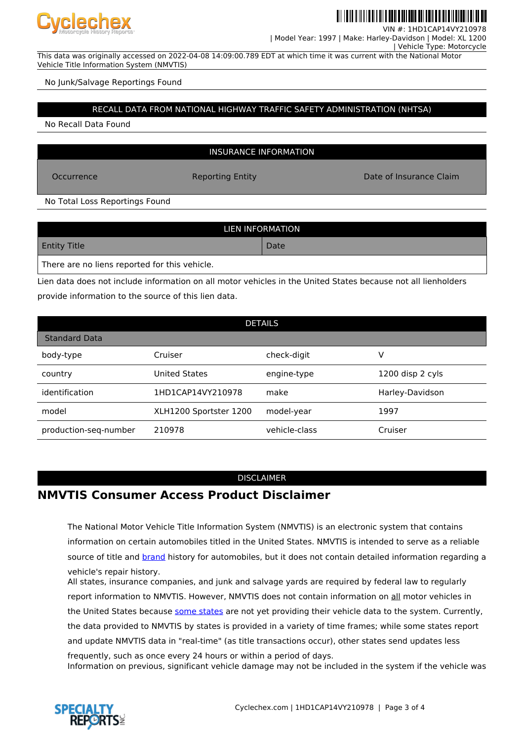VIN #: 1HD1CAP14VY210978 | Model Year: 1997 | Make: Harley-Davidson | Model: XL 1200 | Vehicle Type: Motorcycle

This data was originally accessed on 2022-04-08 14:09:00.789 EDT at which time it was current with the National Motor Vehicle Title Information System (NMVTIS)

No Junk/Salvage Reportings Found

## RECALL DATA FROM NATIONAL HIGHWAY TRAFFIC SAFETY ADMINISTRATION (NHTSA)

No Recall Data Found

## INSURANCE INFORMATION

| Occurrence | Reporting Entity | Date of Insurance Claim |
|---|---|---|

No Total Loss Reportings Found

## LIEN INFORMATION

| Entity Title | Date |
|---|---|
| There are no liens reported for this vehicle. | |

Lien data does not include information on all motor vehicles in the United States because not all lienholders provide information to the source of this lien data.

## DETAILS

| Standard Data | | | |
|---|---|---|---|
| body-type | Cruiser | check-digit | V |
| country | United States | engine-type | 1200 disp 2 cyls |
| identification | 1HD1CAP14VY210978 | make | Harley-Davidson |
| model | XLH1200 Sportster 1200 | model-year | 1997 |
| production-seq-number | 210978 | vehicle-class | Cruiser |

## DISCLAIMER

# NMVTIS Consumer Access Product Disclaimer

The National Motor Vehicle Title Information System (NMVTIS) is an electronic system that contains information on certain automobiles titled in the United States. NMVTIS is intended to serve as a reliable source of title and brand history for automobiles, but it does not contain detailed information regarding a vehicle's repair history.

All states, insurance companies, and junk and salvage yards are required by federal law to regularly report information to NMVTIS. However, NMVTIS does not contain information on all motor vehicles in the United States because some states are not yet providing their vehicle data to the system. Currently, the data provided to NMVTIS by states is provided in a variety of time frames; while some states report and update NMVTIS data in "real-time" (as title transactions occur), other states send updates less frequently, such as once every 24 hours or within a period of days.

Information on previous, significant vehicle damage may not be included in the system if the vehicle was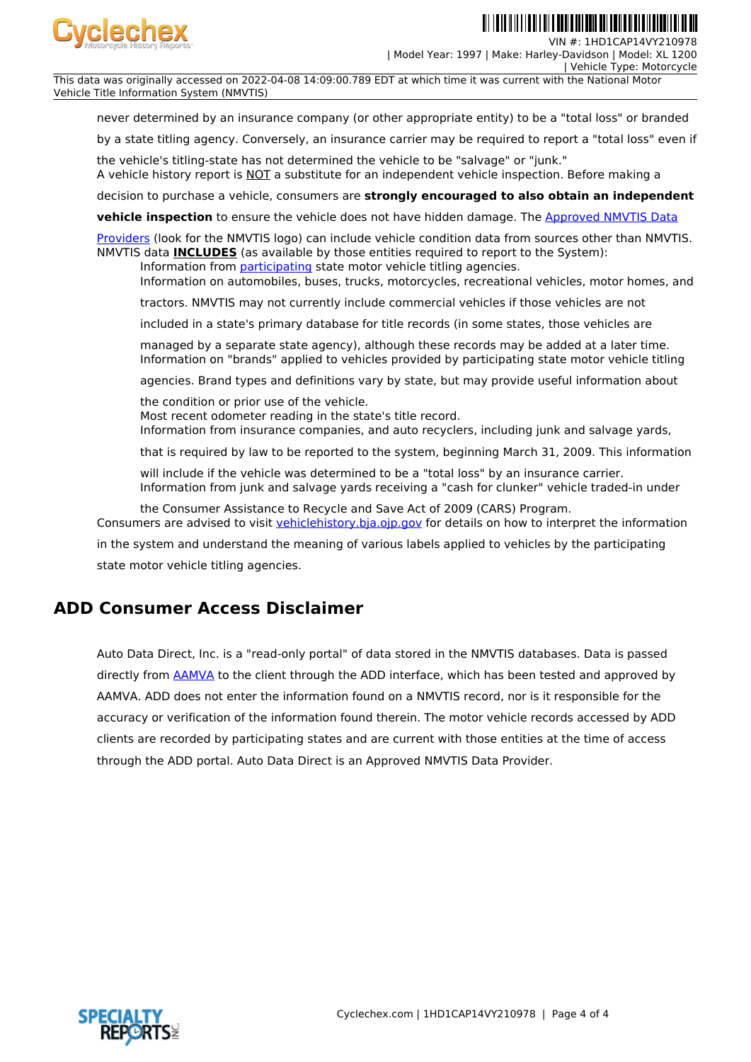never determined by an insurance company (or other appropriate entity) to be a "total loss" or branded by a state titling agency. Conversely, an insurance carrier may be required to report a "total loss" even if the vehicle's titling-state has not determined the vehicle to be "salvage" or "junk."

A vehicle history report is NOT a substitute for an independent vehicle inspection. Before making a decision to purchase a vehicle, consumers are **strongly encouraged to also obtain an independent vehicle inspection** to ensure the vehicle does not have hidden damage. The Approved NMVTIS Data Providers (look for the NMVTIS logo) can include vehicle condition data from sources other than NMVTIS.

NMVTIS data **INCLUDES** (as available by those entities required to report to the System):

- Information from participating state motor vehicle titling agencies.
- Information on automobiles, buses, trucks, motorcycles, recreational vehicles, motor homes, and tractors. NMVTIS may not currently include commercial vehicles if those vehicles are not included in a state's primary database for title records (in some states, those vehicles are managed by a separate state agency), although these records may be added at a later time.
- Information on "brands" applied to vehicles provided by participating state motor vehicle titling agencies. Brand types and definitions vary by state, but may provide useful information about the condition or prior use of the vehicle.
- Most recent odometer reading in the state's title record.
- Information from insurance companies, and auto recyclers, including junk and salvage yards, that is required by law to be reported to the system, beginning March 31, 2009. This information will include if the vehicle was determined to be a "total loss" by an insurance carrier.
- Information from junk and salvage yards receiving a "cash for clunker" vehicle traded-in under the Consumer Assistance to Recycle and Save Act of 2009 (CARS) Program.

Consumers are advised to visit vehiclehistory.bja.ojp.gov for details on how to interpret the information in the system and understand the meaning of various labels applied to vehicles by the participating state motor vehicle titling agencies.

## ADD Consumer Access Disclaimer

Auto Data Direct, Inc. is a "read-only portal" of data stored in the NMVTIS databases. Data is passed directly from AAMVA to the client through the ADD interface, which has been tested and approved by AAMVA. ADD does not enter the information found on a NMVTIS record, nor is it responsible for the accuracy or verification of the information found therein. The motor vehicle records accessed by ADD clients are recorded by participating states and are current with those entities at the time of access through the ADD portal. Auto Data Direct is an Approved NMVTIS Data Provider.